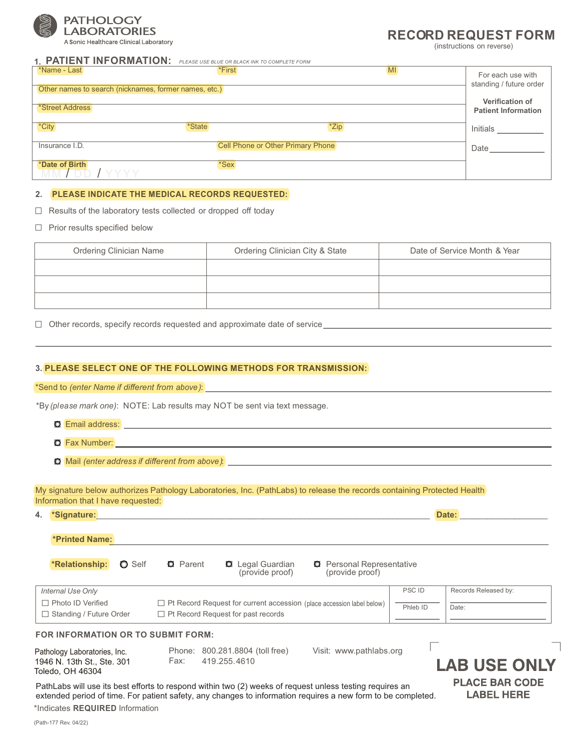PATHOLOGY LABORATORIES
A Sonic Healthcare Clinical Laboratory

# RECORD REQUEST FORM

(instructions on reverse)

## 1. PATIENT INFORMATION:

*PLEASE USE BLUE OR BLACK INK TO COMPLETE FORM*

| | | | |
|---|---|---|---|
| *Name - Last | *First | MI | For each use with standing / future order |
| Other names to search (nicknames, former names, etc.) | | | **Verification of Patient Information** |
| *Street Address | | | |
| *City | *State | *Zip | Initials ________ |
| Insurance I.D. | Cell Phone or Other Primary Phone | | Date ________ |
| *Date of Birth MM / DD / YYYY | *Sex | | |

## 2. PLEASE INDICATE THE MEDICAL RECORDS REQUESTED:

☐ Results of the laboratory tests collected or dropped off today

☐ Prior results specified below

| Ordering Clinician Name | Ordering Clinician City & State | Date of Service Month & Year |
|---|---|---|
| | | |
| | | |
| | | |

☐ Other records, specify records requested and approximate date of service ____________________

## 3. PLEASE SELECT ONE OF THE FOLLOWING METHODS FOR TRANSMISSION:

*Send to *(enter Name if different from above)*: ____________________

*By *(please mark one)*: NOTE: Lab results may NOT be sent via text message.

- ☐ Email address: ____________________
- ☐ Fax Number: ____________________
- ☐ Mail *(enter address if different from above)*: ____________________

My signature below authorizes Pathology Laboratories, Inc. (PathLabs) to release the records containing Protected Health Information that I have requested:

## 4.

**\*Signature:** ____________________ **Date:** ____________

**\*Printed Name:** ____________________

**\*Relationship:** ○ Self ○ Parent ○ Legal Guardian (provide proof) ○ Personal Representative (provide proof)

| *Internal Use Only* | | PSC ID | Records Released by: |
|---|---|---|---|
| ☐ Photo ID Verified | ☐ Pt Record Request for current accession (place accession label below) | | |
| ☐ Standing / Future Order | ☐ Pt Record Request for past records | Phleb ID | Date: |

**FOR INFORMATION OR TO SUBMIT FORM:**

Pathology Laboratories, Inc.
1946 N. 13th St., Ste. 301
Toledo, OH 46304

Phone: 800.281.8804 (toll free)
Fax: 419.255.4610

Visit: www.pathlabs.org

**LAB USE ONLY**
**PLACE BAR CODE LABEL HERE**

PathLabs will use its best efforts to respond within two (2) weeks of request unless testing requires an extended period of time. For patient safety, any changes to information requires a new form to be completed.

*Indicates **REQUIRED** Information

(Path-177 Rev. 04/22)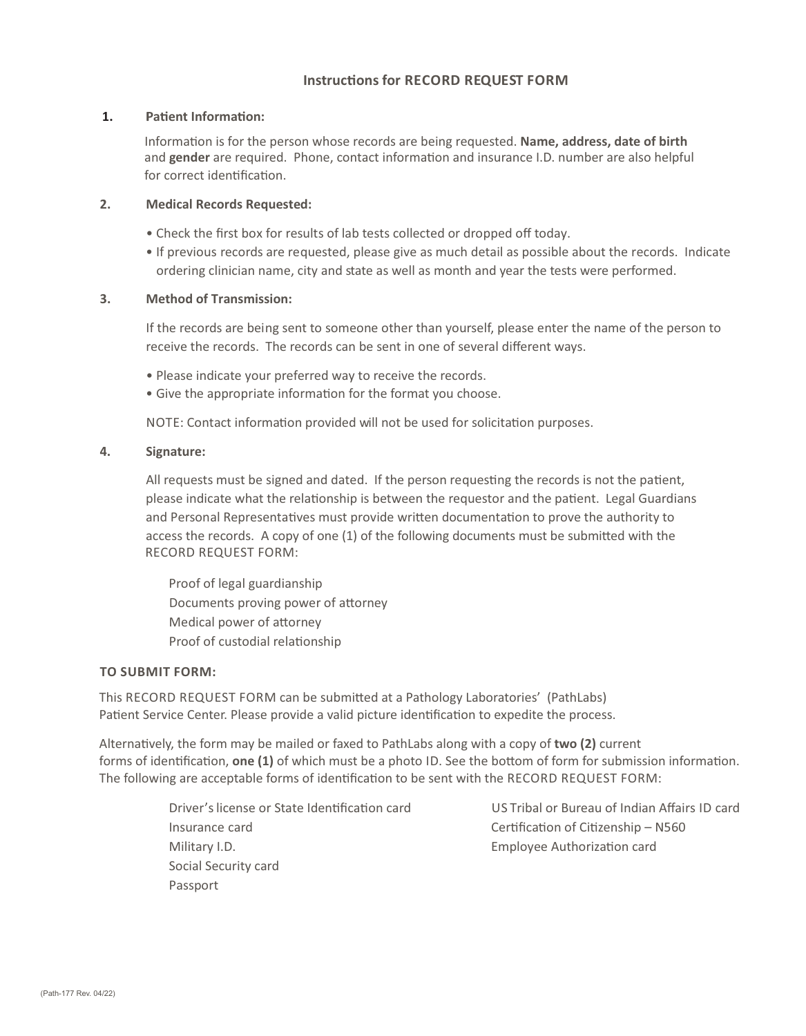## Instructions for RECORD REQUEST FORM

### 1. Patient Information:

Information is for the person whose records are being requested. **Name, address, date of birth** and **gender** are required. Phone, contact information and insurance I.D. number are also helpful for correct identification.

### 2. Medical Records Requested:

- Check the first box for results of lab tests collected or dropped off today.
- If previous records are requested, please give as much detail as possible about the records. Indicate ordering clinician name, city and state as well as month and year the tests were performed.

### 3. Method of Transmission:

If the records are being sent to someone other than yourself, please enter the name of the person to receive the records. The records can be sent in one of several different ways.

- Please indicate your preferred way to receive the records.
- Give the appropriate information for the format you choose.

NOTE: Contact information provided will not be used for solicitation purposes.

### 4. Signature:

All requests must be signed and dated. If the person requesting the records is not the patient, please indicate what the relationship is between the requestor and the patient. Legal Guardians and Personal Representatives must provide written documentation to prove the authority to access the records. A copy of one (1) of the following documents must be submitted with the RECORD REQUEST FORM:

- Proof of legal guardianship
- Documents proving power of attorney
- Medical power of attorney
- Proof of custodial relationship

### TO SUBMIT FORM:

This RECORD REQUEST FORM can be submitted at a Pathology Laboratories' (PathLabs) Patient Service Center. Please provide a valid picture identification to expedite the process.

Alternatively, the form may be mailed or faxed to PathLabs along with a copy of **two (2)** current forms of identification, **one (1)** of which must be a photo ID. See the bottom of form for submission information. The following are acceptable forms of identification to be sent with the RECORD REQUEST FORM:

- Driver's license or State Identification card
- Insurance card
- Military I.D.
- Social Security card
- Passport
- US Tribal or Bureau of Indian Affairs ID card
- Certification of Citizenship – N560
- Employee Authorization card

(Path-177 Rev. 04/22)